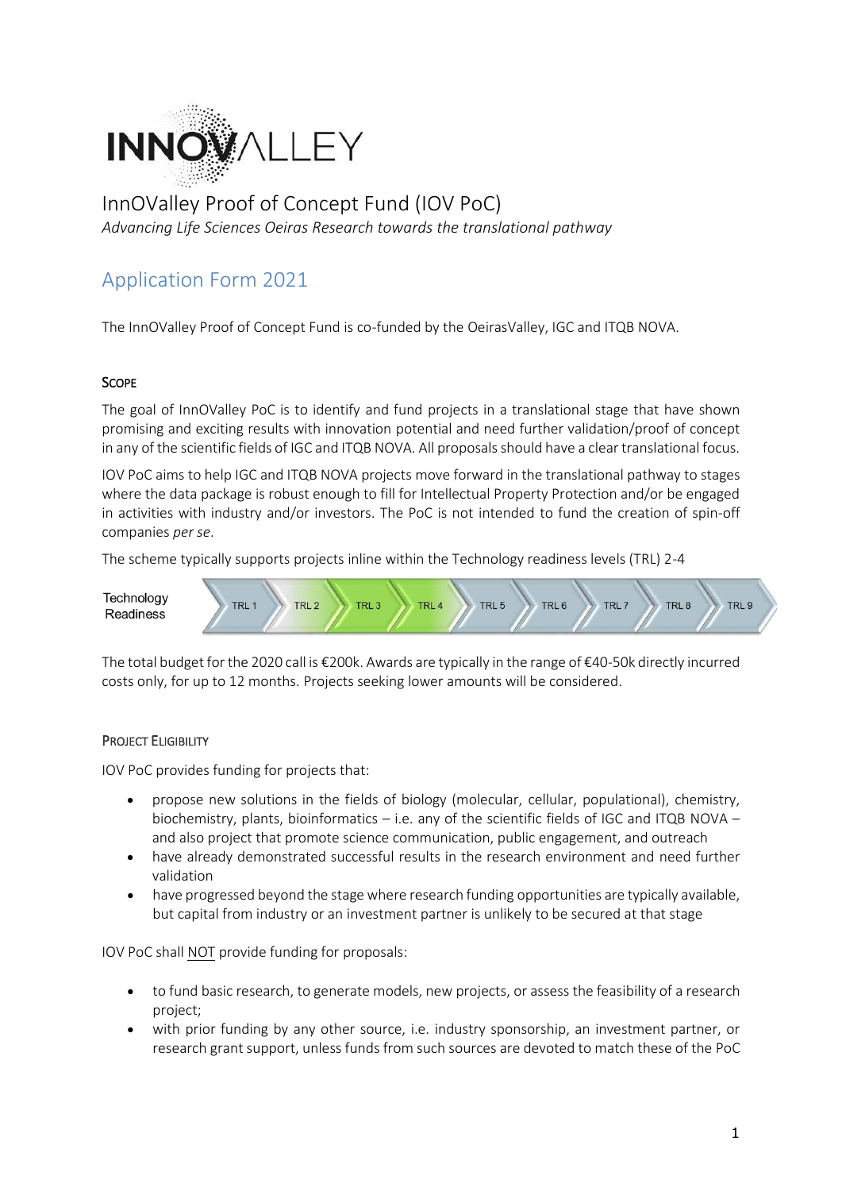# InnOValley Proof of Concept Fund (IOV PoC)

*Advancing Life Sciences Oeiras Research towards the translational pathway*

## Application Form 2021

The InnOValley Proof of Concept Fund is co-funded by the OeirasValley, IGC and ITQB NOVA.

### SCOPE

The goal of InnOValley PoC is to identify and fund projects in a translational stage that have shown promising and exciting results with innovation potential and need further validation/proof of concept in any of the scientific fields of IGC and ITQB NOVA. All proposals should have a clear translational focus.

IOV PoC aims to help IGC and ITQB NOVA projects move forward in the translational pathway to stages where the data package is robust enough to fill for Intellectual Property Protection and/or be engaged in activities with industry and/or investors. The PoC is not intended to fund the creation of spin-off companies *per se*.

The scheme typically supports projects inline within the Technology readiness levels (TRL) 2-4

| Technology Readiness | TRL 1 | TRL 2 | TRL 3 | TRL 4 | TRL 5 | TRL 6 | TRL 7 | TRL 8 | TRL 9 |
|---|---|---|---|---|---|---|---|---|---|

The total budget for the 2020 call is €200k. Awards are typically in the range of €40-50k directly incurred costs only, for up to 12 months. Projects seeking lower amounts will be considered.

### PROJECT ELIGIBILITY

IOV PoC provides funding for projects that:

- propose new solutions in the fields of biology (molecular, cellular, populational), chemistry, biochemistry, plants, bioinformatics – i.e. any of the scientific fields of IGC and ITQB NOVA – and also project that promote science communication, public engagement, and outreach
- have already demonstrated successful results in the research environment and need further validation
- have progressed beyond the stage where research funding opportunities are typically available, but capital from industry or an investment partner is unlikely to be secured at that stage

IOV PoC shall NOT provide funding for proposals:

- to fund basic research, to generate models, new projects, or assess the feasibility of a research project;
- with prior funding by any other source, i.e. industry sponsorship, an investment partner, or research grant support, unless funds from such sources are devoted to match these of the PoC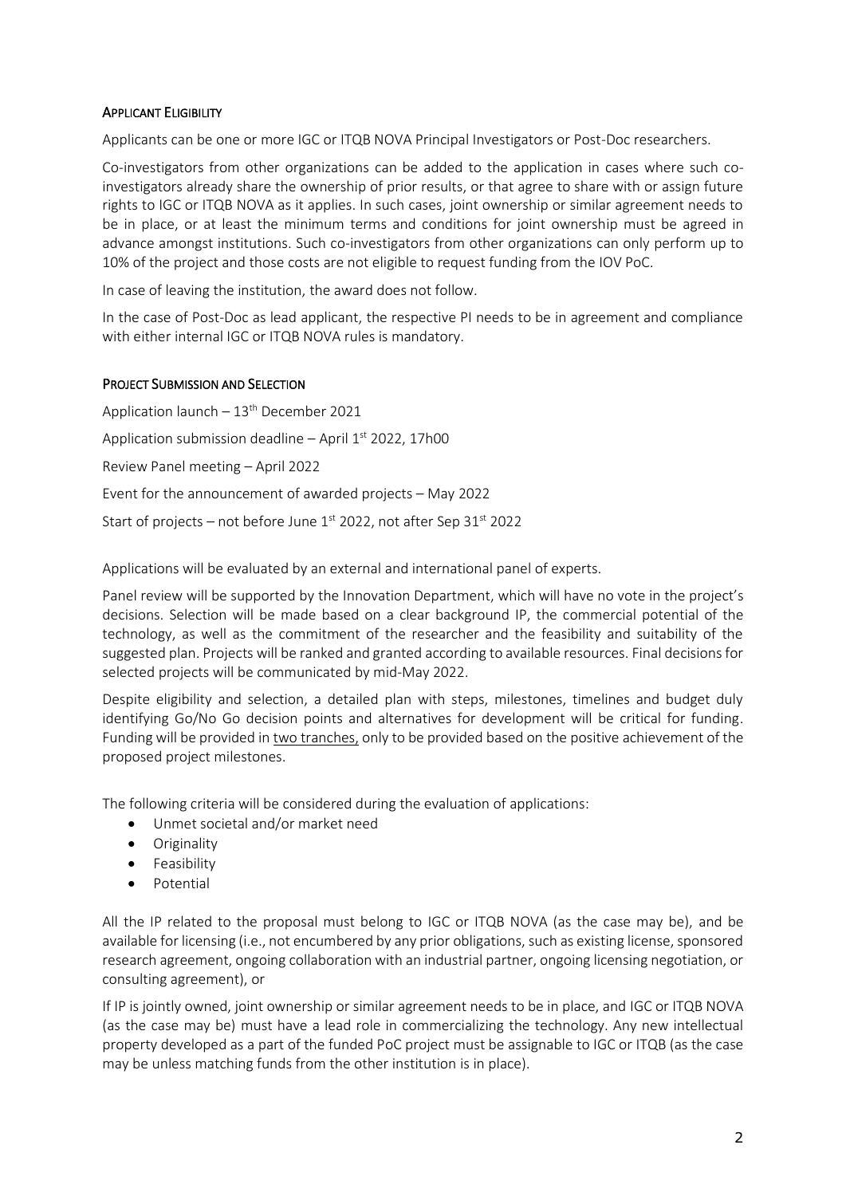## APPLICANT ELIGIBILITY

Applicants can be one or more IGC or ITQB NOVA Principal Investigators or Post-Doc researchers.

Co-investigators from other organizations can be added to the application in cases where such co-investigators already share the ownership of prior results, or that agree to share with or assign future rights to IGC or ITQB NOVA as it applies. In such cases, joint ownership or similar agreement needs to be in place, or at least the minimum terms and conditions for joint ownership must be agreed in advance amongst institutions. Such co-investigators from other organizations can only perform up to 10% of the project and those costs are not eligible to request funding from the IOV PoC.

In case of leaving the institution, the award does not follow.

In the case of Post-Doc as lead applicant, the respective PI needs to be in agreement and compliance with either internal IGC or ITQB NOVA rules is mandatory.

## PROJECT SUBMISSION AND SELECTION

Application launch – 13th December 2021

Application submission deadline – April 1st 2022, 17h00

Review Panel meeting – April 2022

Event for the announcement of awarded projects – May 2022

Start of projects – not before June 1st 2022, not after Sep 31st 2022

Applications will be evaluated by an external and international panel of experts.

Panel review will be supported by the Innovation Department, which will have no vote in the project's decisions. Selection will be made based on a clear background IP, the commercial potential of the technology, as well as the commitment of the researcher and the feasibility and suitability of the suggested plan. Projects will be ranked and granted according to available resources. Final decisions for selected projects will be communicated by mid-May 2022.

Despite eligibility and selection, a detailed plan with steps, milestones, timelines and budget duly identifying Go/No Go decision points and alternatives for development will be critical for funding. Funding will be provided in two tranches, only to be provided based on the positive achievement of the proposed project milestones.

The following criteria will be considered during the evaluation of applications:

- Unmet societal and/or market need
- Originality
- Feasibility
- Potential

All the IP related to the proposal must belong to IGC or ITQB NOVA (as the case may be), and be available for licensing (i.e., not encumbered by any prior obligations, such as existing license, sponsored research agreement, ongoing collaboration with an industrial partner, ongoing licensing negotiation, or consulting agreement), or

If IP is jointly owned, joint ownership or similar agreement needs to be in place, and IGC or ITQB NOVA (as the case may be) must have a lead role in commercializing the technology. Any new intellectual property developed as a part of the funded PoC project must be assignable to IGC or ITQB (as the case may be unless matching funds from the other institution is in place).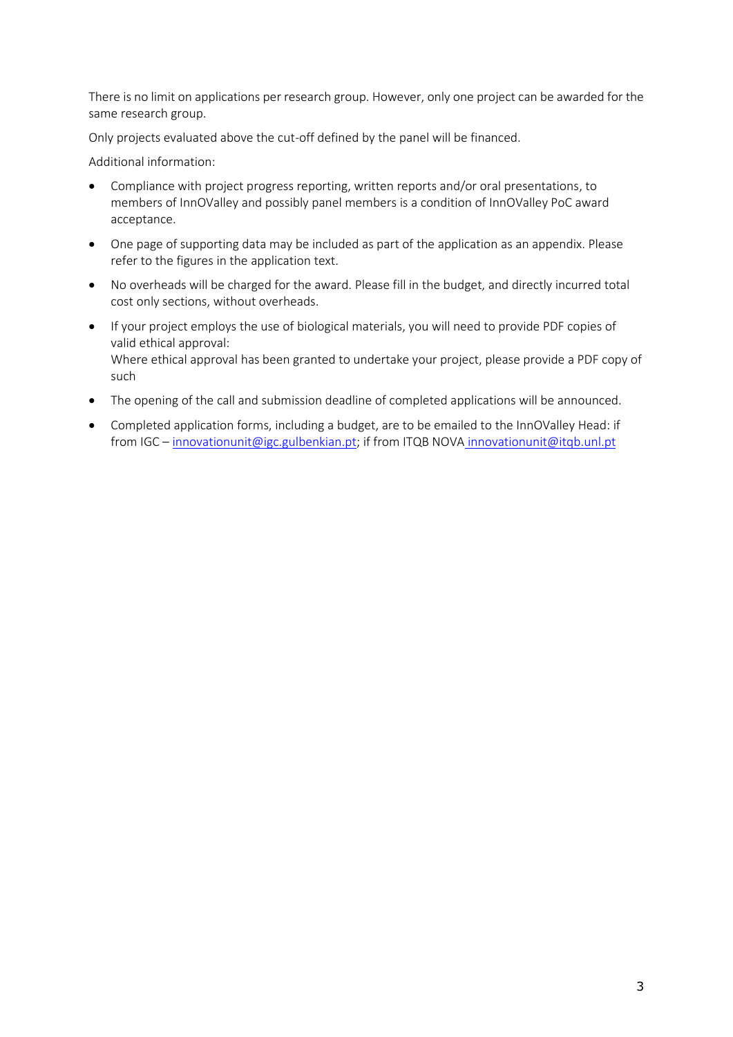There is no limit on applications per research group. However, only one project can be awarded for the same research group.

Only projects evaluated above the cut-off defined by the panel will be financed.

Additional information:

- Compliance with project progress reporting, written reports and/or oral presentations, to members of InnOValley and possibly panel members is a condition of InnOValley PoC award acceptance.
- One page of supporting data may be included as part of the application as an appendix. Please refer to the figures in the application text.
- No overheads will be charged for the award. Please fill in the budget, and directly incurred total cost only sections, without overheads.
- If your project employs the use of biological materials, you will need to provide PDF copies of valid ethical approval:
  Where ethical approval has been granted to undertake your project, please provide a PDF copy of such
- The opening of the call and submission deadline of completed applications will be announced.
- Completed application forms, including a budget, are to be emailed to the InnOValley Head: if from IGC – innovationunit@igc.gulbenkian.pt; if from ITQB NOVA innovationunit@itqb.unl.pt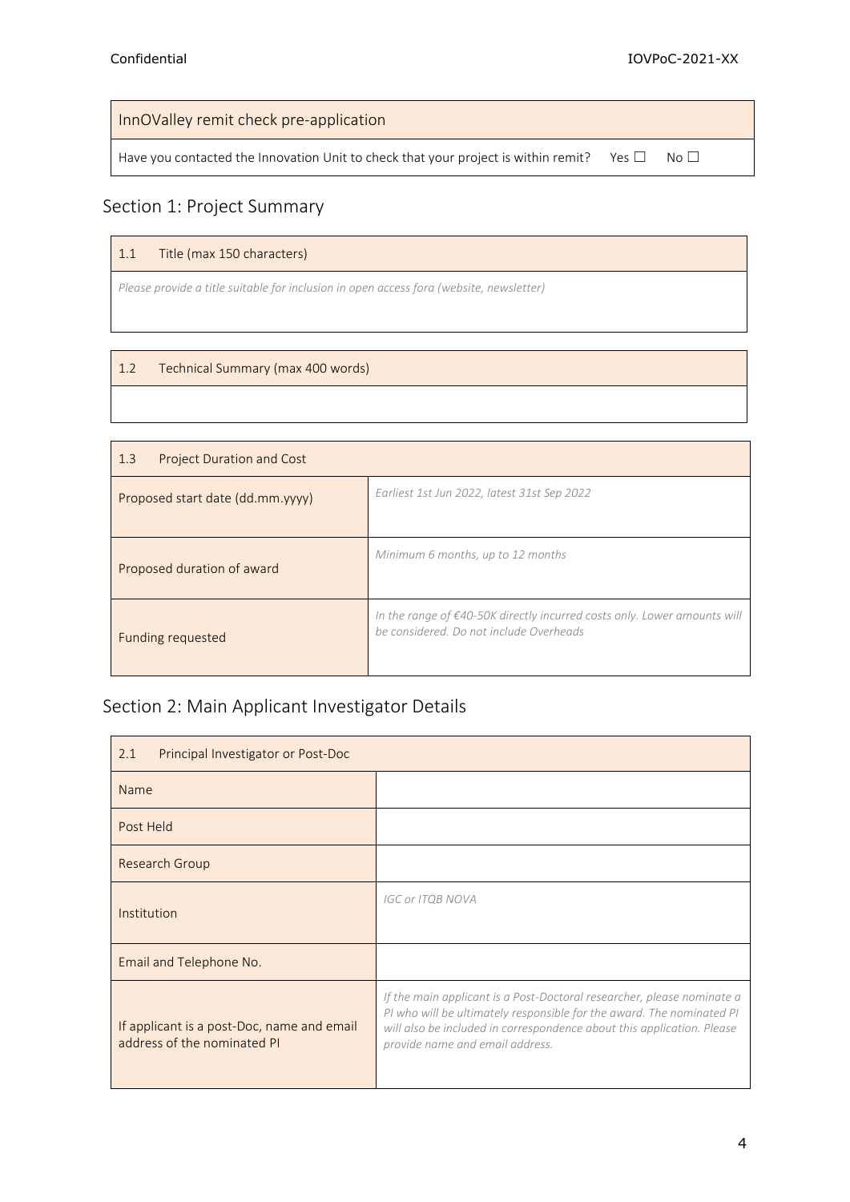| InnOValley remit check pre-application | |
|---|---|
| Have you contacted the Innovation Unit to check that your project is within remit? | Yes ☐ No ☐ |

## Section 1: Project Summary

| 1.1 Title (max 150 characters) |
|---|
| *Please provide a title suitable for inclusion in open access fora (website, newsletter)* |

| 1.2 Technical Summary (max 400 words) |
|---|
| |

| 1.3 Project Duration and Cost | |
|---|---|
| Proposed start date (dd.mm.yyyy) | *Earliest 1st Jun 2022, latest 31st Sep 2022* |
| Proposed duration of award | *Minimum 6 months, up to 12 months* |
| Funding requested | *In the range of €40-50K directly incurred costs only. Lower amounts will be considered. Do not include Overheads* |

## Section 2: Main Applicant Investigator Details

| 2.1 Principal Investigator or Post-Doc | |
|---|---|
| Name | |
| Post Held | |
| Research Group | |
| Institution | *IGC or ITQB NOVA* |
| Email and Telephone No. | |
| If applicant is a post-Doc, name and email address of the nominated PI | *If the main applicant is a Post-Doctoral researcher, please nominate a PI who will be ultimately responsible for the award. The nominated PI will also be included in correspondence about this application. Please provide name and email address.* |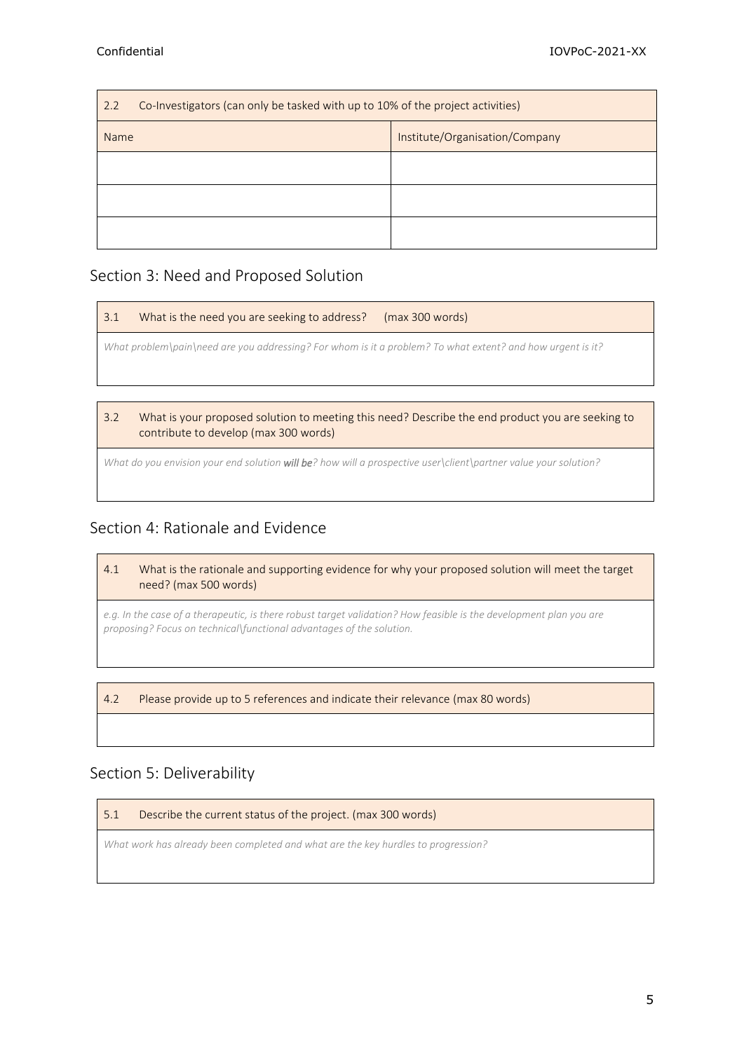| 2.2 Co-Investigators (can only be tasked with up to 10% of the project activities) | |
|---|---|
| Name | Institute/Organisation/Company |
| | |
| | |
| | |

## Section 3: Need and Proposed Solution

| 3.1 What is the need you are seeking to address? (max 300 words) |
|---|
| *What problem\pain\need are you addressing? For whom is it a problem? To what extent? and how urgent is it?* |

| 3.2 What is your proposed solution to meeting this need? Describe the end product you are seeking to contribute to develop (max 300 words) |
|---|
| *What do you envision your end solution **will be**? how will a prospective user\client\partner value your solution?* |

## Section 4: Rationale and Evidence

| 4.1 What is the rationale and supporting evidence for why your proposed solution will meet the target need? (max 500 words) |
|---|
| *e.g. In the case of a therapeutic, is there robust target validation? How feasible is the development plan you are proposing? Focus on technical\functional advantages of the solution.* |

| 4.2 Please provide up to 5 references and indicate their relevance (max 80 words) |
|---|
| |

## Section 5: Deliverability

| 5.1 Describe the current status of the project. (max 300 words) |
|---|
| *What work has already been completed and what are the key hurdles to progression?* |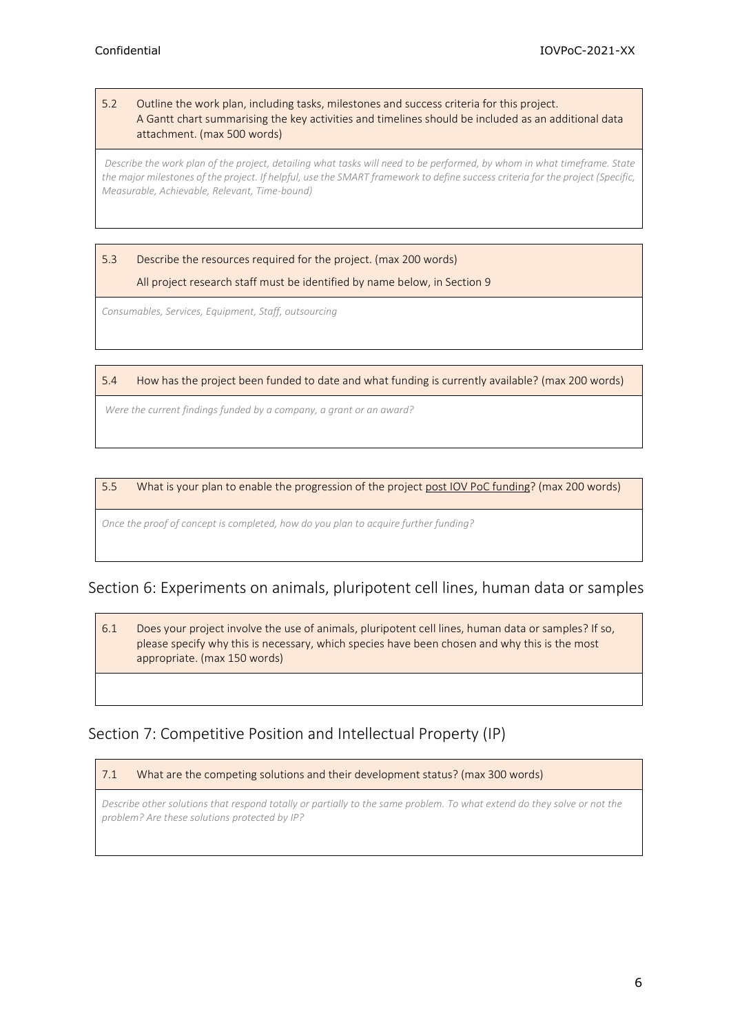5.2 Outline the work plan, including tasks, milestones and success criteria for this project. A Gantt chart summarising the key activities and timelines should be included as an additional data attachment. (max 500 words)

*Describe the work plan of the project, detailing what tasks will need to be performed, by whom in what timeframe. State the major milestones of the project. If helpful, use the SMART framework to define success criteria for the project (Specific, Measurable, Achievable, Relevant, Time-bound)*

5.3 Describe the resources required for the project. (max 200 words)

All project research staff must be identified by name below, in Section 9

*Consumables, Services, Equipment, Staff, outsourcing*

5.4 How has the project been funded to date and what funding is currently available? (max 200 words)

*Were the current findings funded by a company, a grant or an award?*

5.5 What is your plan to enable the progression of the project post IOV PoC funding? (max 200 words)

*Once the proof of concept is completed, how do you plan to acquire further funding?*

## Section 6: Experiments on animals, pluripotent cell lines, human data or samples

6.1 Does your project involve the use of animals, pluripotent cell lines, human data or samples? If so, please specify why this is necessary, which species have been chosen and why this is the most appropriate. (max 150 words)

## Section 7: Competitive Position and Intellectual Property (IP)

7.1 What are the competing solutions and their development status? (max 300 words)

*Describe other solutions that respond totally or partially to the same problem. To what extend do they solve or not the problem? Are these solutions protected by IP?*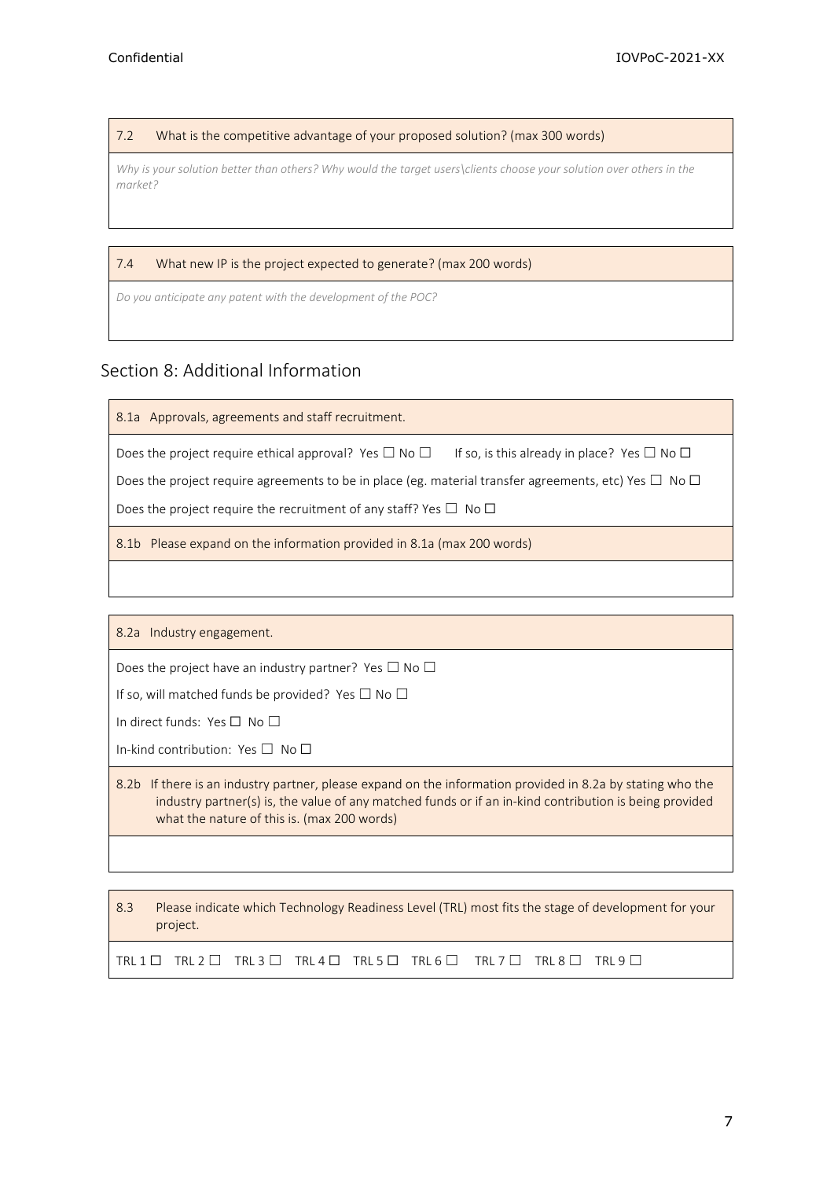7.2 What is the competitive advantage of your proposed solution? (max 300 words)

*Why is your solution better than others? Why would the target users\clients choose your solution over others in the market?*

7.4 What new IP is the project expected to generate? (max 200 words)

*Do you anticipate any patent with the development of the POC?*

## Section 8: Additional Information

8.1a Approvals, agreements and staff recruitment.

Does the project require ethical approval? Yes ☐ No ☐ If so, is this already in place? Yes ☐ No ☐

Does the project require agreements to be in place (eg. material transfer agreements, etc) Yes ☐ No ☐

Does the project require the recruitment of any staff? Yes ☐ No ☐

8.1b Please expand on the information provided in 8.1a (max 200 words)

8.2a Industry engagement.

Does the project have an industry partner? Yes ☐ No ☐

If so, will matched funds be provided? Yes ☐ No ☐

In direct funds: Yes ☐ No ☐

In-kind contribution: Yes ☐ No ☐

8.2b If there is an industry partner, please expand on the information provided in 8.2a by stating who the industry partner(s) is, the value of any matched funds or if an in-kind contribution is being provided what the nature of this is. (max 200 words)

8.3 Please indicate which Technology Readiness Level (TRL) most fits the stage of development for your project.

TRL 1 ☐ TRL 2 ☐ TRL 3 ☐ TRL 4 ☐ TRL 5 ☐ TRL 6 ☐ TRL 7 ☐ TRL 8 ☐ TRL 9 ☐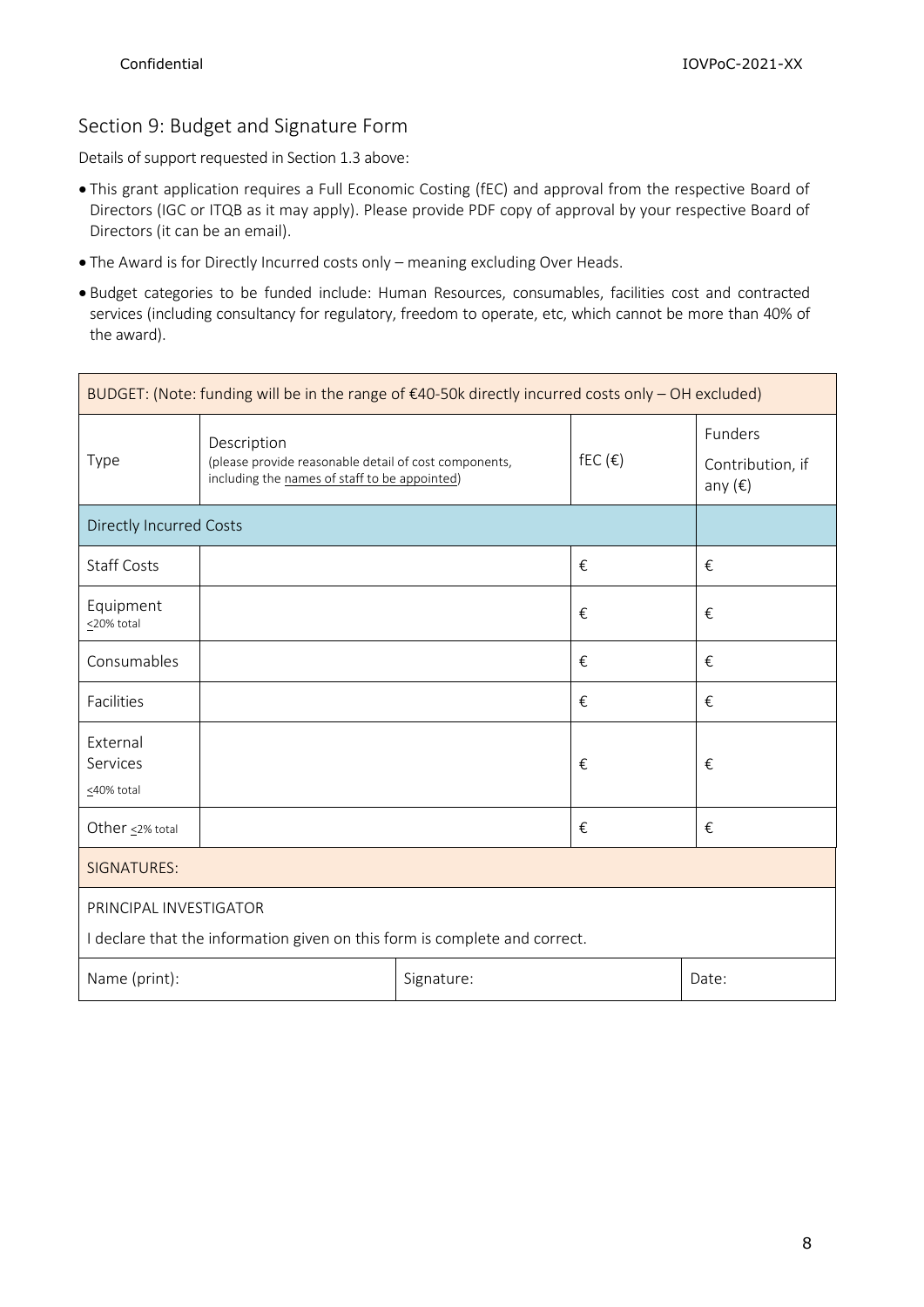## Section 9: Budget and Signature Form

Details of support requested in Section 1.3 above:

- This grant application requires a Full Economic Costing (fEC) and approval from the respective Board of Directors (IGC or ITQB as it may apply). Please provide PDF copy of approval by your respective Board of Directors (it can be an email).
- The Award is for Directly Incurred costs only – meaning excluding Over Heads.
- Budget categories to be funded include: Human Resources, consumables, facilities cost and contracted services (including consultancy for regulatory, freedom to operate, etc, which cannot be more than 40% of the award).

| BUDGET: (Note: funding will be in the range of €40-50k directly incurred costs only – OH excluded) | | | |
|---|---|---|---|
| Type | Description (please provide reasonable detail of cost components, including the names of staff to be appointed) | fEC (€) | Funders Contribution, if any (€) |
| Directly Incurred Costs | | | |
| Staff Costs | | € | € |
| Equipment ≤20% total | | € | € |
| Consumables | | € | € |
| Facilities | | € | € |
| External Services ≤40% total | | € | € |
| Other ≤2% total | | € | € |

| SIGNATURES: | | |
|---|---|---|
| PRINCIPAL INVESTIGATOR<br>I declare that the information given on this form is complete and correct. | | |
| Name (print): | Signature: | Date: |